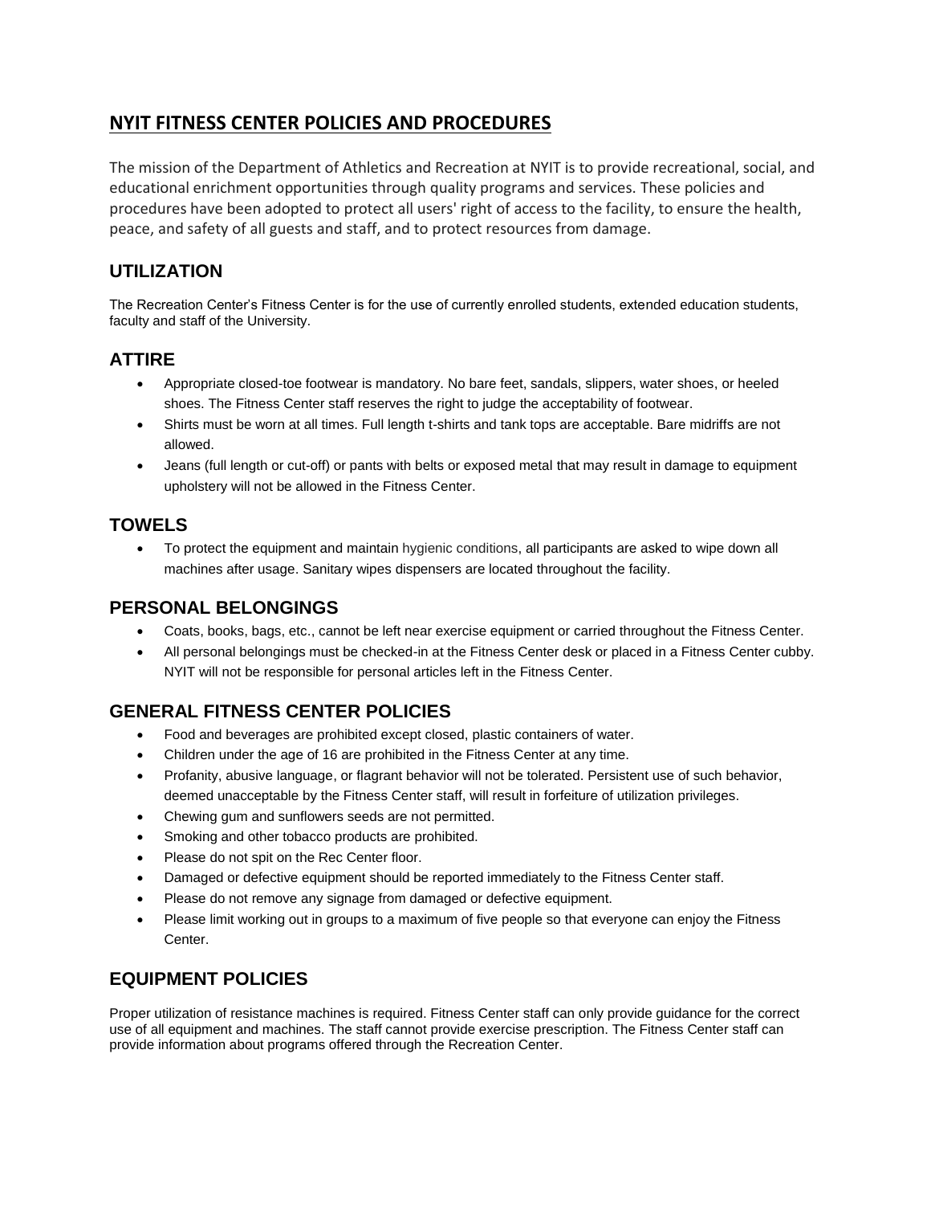# NYIT FITNESS CENTER POLICIES AND PROCEDURES

The mission of the Department of Athletics and Recreation at NYIT is to provide recreational, social, and educational enrichment opportunities through quality programs and services. These policies and procedures have been adopted to protect all users' right of access to the facility, to ensure the health, peace, and safety of all guests and staff, and to protect resources from damage.

## UTILIZATION

The Recreation Center's Fitness Center is for the use of currently enrolled students, extended education students, faculty and staff of the University.

## ATTIRE

- Appropriate closed-toe footwear is mandatory. No bare feet, sandals, slippers, water shoes, or heeled shoes. The Fitness Center staff reserves the right to judge the acceptability of footwear.
- Shirts must be worn at all times. Full length t-shirts and tank tops are acceptable. Bare midriffs are not allowed.
- Jeans (full length or cut-off) or pants with belts or exposed metal that may result in damage to equipment upholstery will not be allowed in the Fitness Center.

## TOWELS

- To protect the equipment and maintain hygienic conditions, all participants are asked to wipe down all machines after usage. Sanitary wipes dispensers are located throughout the facility.

## PERSONAL BELONGINGS

- Coats, books, bags, etc., cannot be left near exercise equipment or carried throughout the Fitness Center.
- All personal belongings must be checked-in at the Fitness Center desk or placed in a Fitness Center cubby. NYIT will not be responsible for personal articles left in the Fitness Center.

## GENERAL FITNESS CENTER POLICIES

- Food and beverages are prohibited except closed, plastic containers of water.
- Children under the age of 16 are prohibited in the Fitness Center at any time.
- Profanity, abusive language, or flagrant behavior will not be tolerated. Persistent use of such behavior, deemed unacceptable by the Fitness Center staff, will result in forfeiture of utilization privileges.
- Chewing gum and sunflowers seeds are not permitted.
- Smoking and other tobacco products are prohibited.
- Please do not spit on the Rec Center floor.
- Damaged or defective equipment should be reported immediately to the Fitness Center staff.
- Please do not remove any signage from damaged or defective equipment.
- Please limit working out in groups to a maximum of five people so that everyone can enjoy the Fitness Center.

## EQUIPMENT POLICIES

Proper utilization of resistance machines is required. Fitness Center staff can only provide guidance for the correct use of all equipment and machines. The staff cannot provide exercise prescription. The Fitness Center staff can provide information about programs offered through the Recreation Center.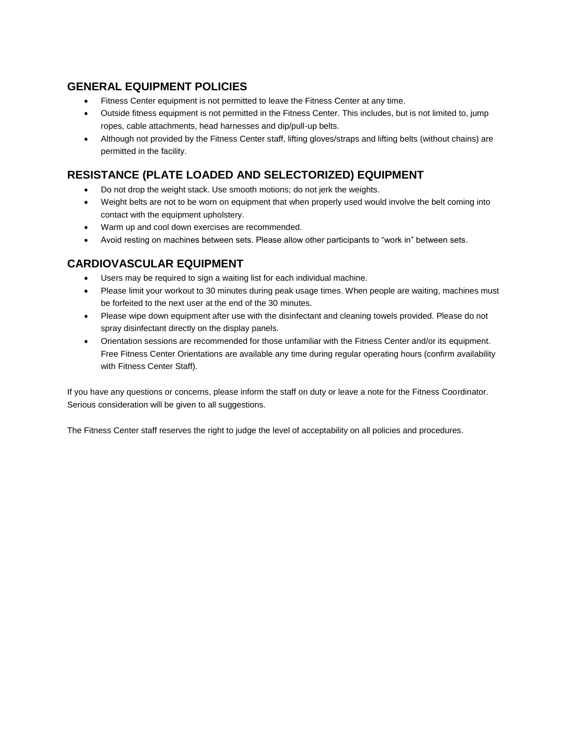## GENERAL EQUIPMENT POLICIES

- Fitness Center equipment is not permitted to leave the Fitness Center at any time.
- Outside fitness equipment is not permitted in the Fitness Center. This includes, but is not limited to, jump ropes, cable attachments, head harnesses and dip/pull-up belts.
- Although not provided by the Fitness Center staff, lifting gloves/straps and lifting belts (without chains) are permitted in the facility.

## RESISTANCE (PLATE LOADED AND SELECTORIZED) EQUIPMENT

- Do not drop the weight stack. Use smooth motions; do not jerk the weights.
- Weight belts are not to be worn on equipment that when properly used would involve the belt coming into contact with the equipment upholstery.
- Warm up and cool down exercises are recommended.
- Avoid resting on machines between sets. Please allow other participants to "work in" between sets.

## CARDIOVASCULAR EQUIPMENT

- Users may be required to sign a waiting list for each individual machine.
- Please limit your workout to 30 minutes during peak usage times. When people are waiting, machines must be forfeited to the next user at the end of the 30 minutes.
- Please wipe down equipment after use with the disinfectant and cleaning towels provided. Please do not spray disinfectant directly on the display panels.
- Orientation sessions are recommended for those unfamiliar with the Fitness Center and/or its equipment. Free Fitness Center Orientations are available any time during regular operating hours (confirm availability with Fitness Center Staff).

If you have any questions or concerns, please inform the staff on duty or leave a note for the Fitness Coordinator. Serious consideration will be given to all suggestions.

The Fitness Center staff reserves the right to judge the level of acceptability on all policies and procedures.